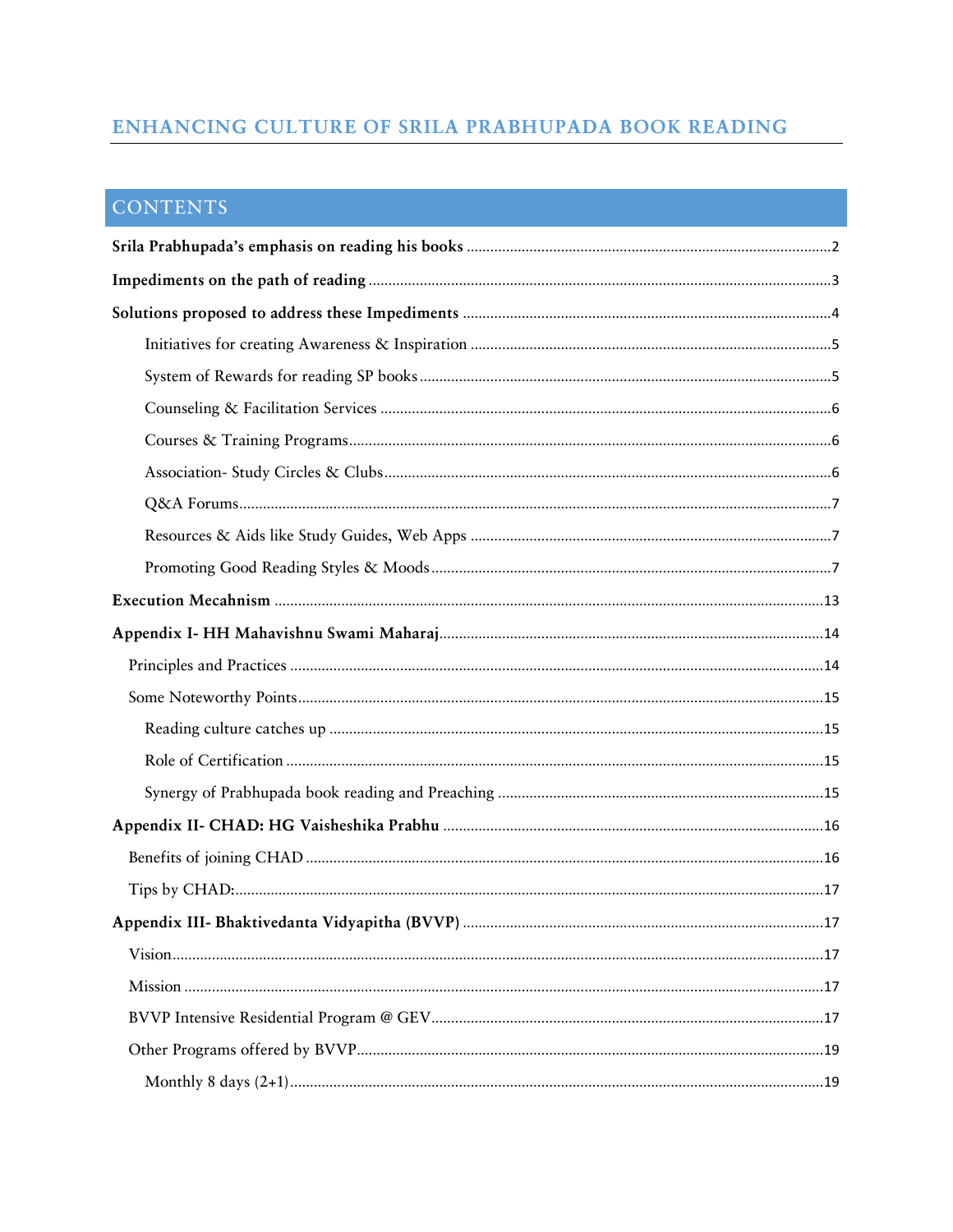# ENHANCING CULTURE OF SRILA PRABHUPADA BOOK READING

## CONTENTS

**Srila Prabhupada's emphasis on reading his books** .......... 2

**Impediments on the path of reading** .......... 3

**Solutions proposed to address these Impediments** .......... 4

- Initiatives for creating Awareness & Inspiration .......... 5
- System of Rewards for reading SP books .......... 5
- Counseling & Facilitation Services .......... 6
- Courses & Training Programs .......... 6
- Association- Study Circles & Clubs .......... 6
- Q&A Forums .......... 7
- Resources & Aids like Study Guides, Web Apps .......... 7
- Promoting Good Reading Styles & Moods .......... 7

**Execution Mecahnism** .......... 13

**Appendix I- HH Mahavishnu Swami Maharaj** .......... 14

- Principles and Practices .......... 14
- Some Noteworthy Points .......... 15
  - Reading culture catches up .......... 15
  - Role of Certification .......... 15
  - Synergy of Prabhupada book reading and Preaching .......... 15

**Appendix II- CHAD: HG Vaisheshika Prabhu** .......... 16

- Benefits of joining CHAD .......... 16
- Tips by CHAD: .......... 17

**Appendix III- Bhaktivedanta Vidyapitha (BVVP)** .......... 17

- Vision .......... 17
- Mission .......... 17
- BVVP Intensive Residential Program @ GEV .......... 17
- Other Programs offered by BVVP .......... 19
  - Monthly 8 days (2+1) .......... 19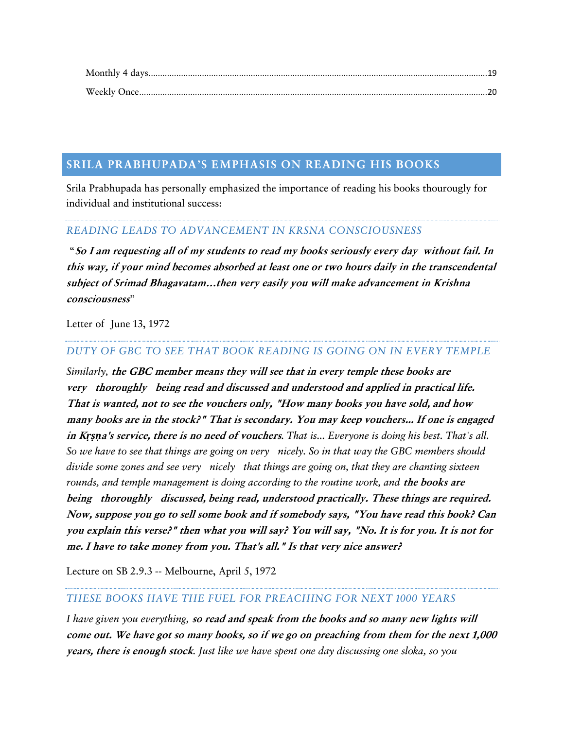Monthly 4 days.....19

Weekly Once.....20

## SRILA PRABHUPADA'S EMPHASIS ON READING HIS BOOKS

Srila Prabhupada has personally emphasized the importance of reading his books thourougly for individual and institutional success:

### READING LEADS TO ADVANCEMENT IN KRSNA CONSCIOUSNESS

"***So I am requesting all of my students to read my books seriously every day without fail. In this way, if your mind becomes absorbed at least one or two hours daily in the transcendental subject of Srimad Bhagavatam…then very easily you will make advancement in Krishna consciousness***"

Letter of June 13, 1972

### DUTY OF GBC TO SEE THAT BOOK READING IS GOING ON IN EVERY TEMPLE

*Similarly,* ***the GBC member means they will see that in every temple these books are very thoroughly being read and discussed and understood and applied in practical life. That is wanted, not to see the vouchers only, "How many books you have sold, and how many books are in the stock?" That is secondary. You may keep vouchers... If one is engaged in Kṛṣṇa's service, there is no need of vouchers****. That is... Everyone is doing his best. That's all. So we have to see that things are going on very nicely. So in that way the GBC members should divide some zones and see very nicely that things are going on, that they are chanting sixteen rounds, and temple management is doing according to the routine work, and* ***the books are being thoroughly discussed, being read, understood practically. These things are required. Now, suppose you go to sell some book and if somebody says, "You have read this book? Can you explain this verse?" then what you will say? You will say, "No. It is for you. It is not for me. I have to take money from you. That's all." Is that very nice answer?***

Lecture on SB 2.9.3 -- Melbourne, April 5, 1972

### THESE BOOKS HAVE THE FUEL FOR PREACHING FOR NEXT 1000 YEARS

*I have given you everything,* ***so read and speak from the books and so many new lights will come out. We have got so many books, so if we go on preaching from them for the next 1,000 years, there is enough stock****. Just like we have spent one day discussing one sloka, so you*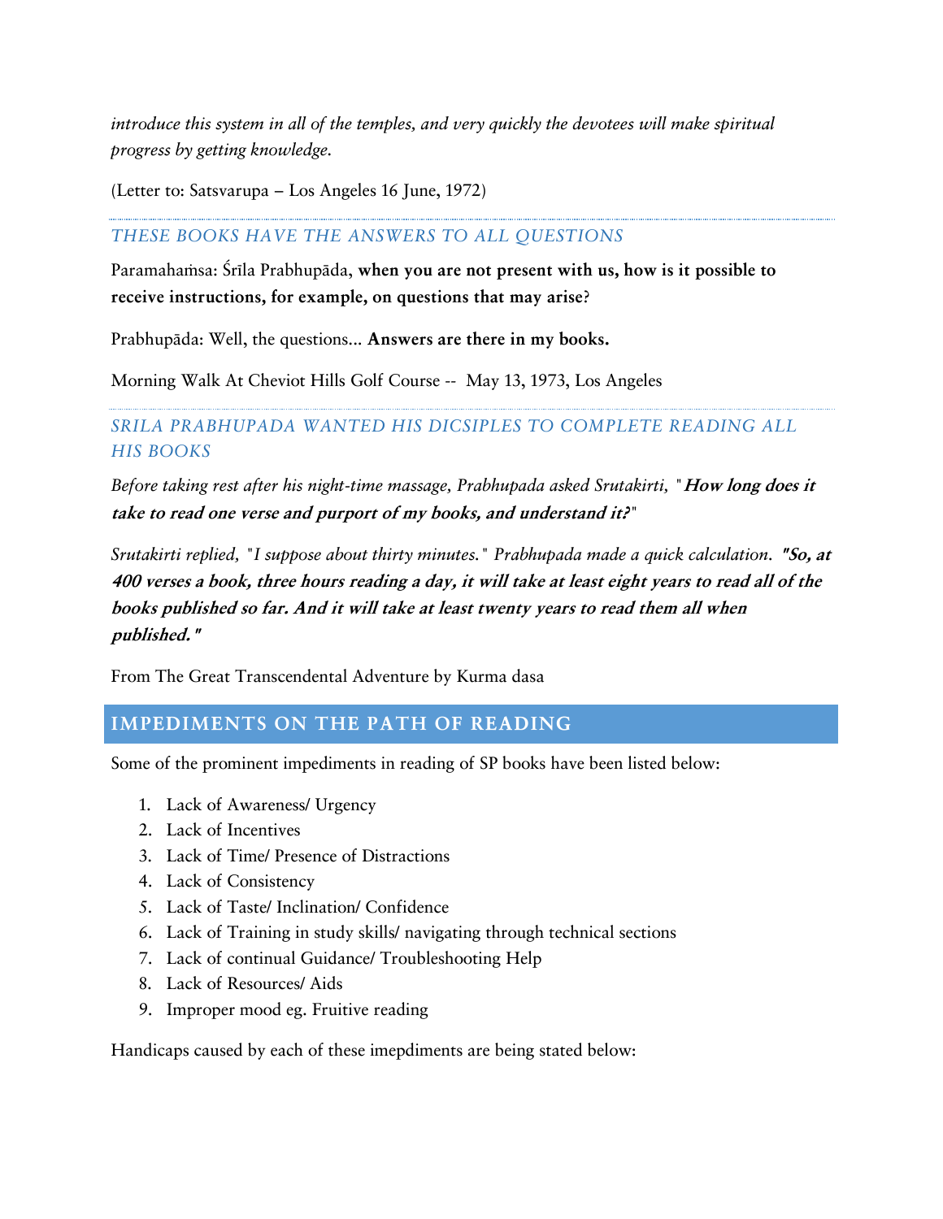*introduce this system in all of the temples, and very quickly the devotees will make spiritual progress by getting knowledge.*

(Letter to: Satsvarupa – Los Angeles 16 June, 1972)

---

### *THESE BOOKS HAVE THE ANSWERS TO ALL QUESTIONS*

Paramahaṁsa: Śrīla Prabhupāda, **when you are not present with us, how is it possible to receive instructions, for example, on questions that may arise?**

Prabhupāda: Well, the questions... **Answers are there in my books.**

Morning Walk At Cheviot Hills Golf Course -- May 13, 1973, Los Angeles

---

### *SRILA PRABHUPADA WANTED HIS DICSIPLES TO COMPLETE READING ALL HIS BOOKS*

*Before taking rest after his night-time massage, Prabhupada asked Srutakirti, "**How long does it take to read one verse and purport of my books, and understand it?**"*

*Srutakirti replied, "I suppose about thirty minutes." Prabhupada made a quick calculation. **"So, at 400 verses a book, three hours reading a day, it will take at least eight years to read all of the books published so far. And it will take at least twenty years to read them all when published."***

From The Great Transcendental Adventure by Kurma dasa

## IMPEDIMENTS ON THE PATH OF READING

Some of the prominent impediments in reading of SP books have been listed below:

1. Lack of Awareness/ Urgency
2. Lack of Incentives
3. Lack of Time/ Presence of Distractions
4. Lack of Consistency
5. Lack of Taste/ Inclination/ Confidence
6. Lack of Training in study skills/ navigating through technical sections
7. Lack of continual Guidance/ Troubleshooting Help
8. Lack of Resources/ Aids
9. Improper mood eg. Fruitive reading

Handicaps caused by each of these imepdiments are being stated below: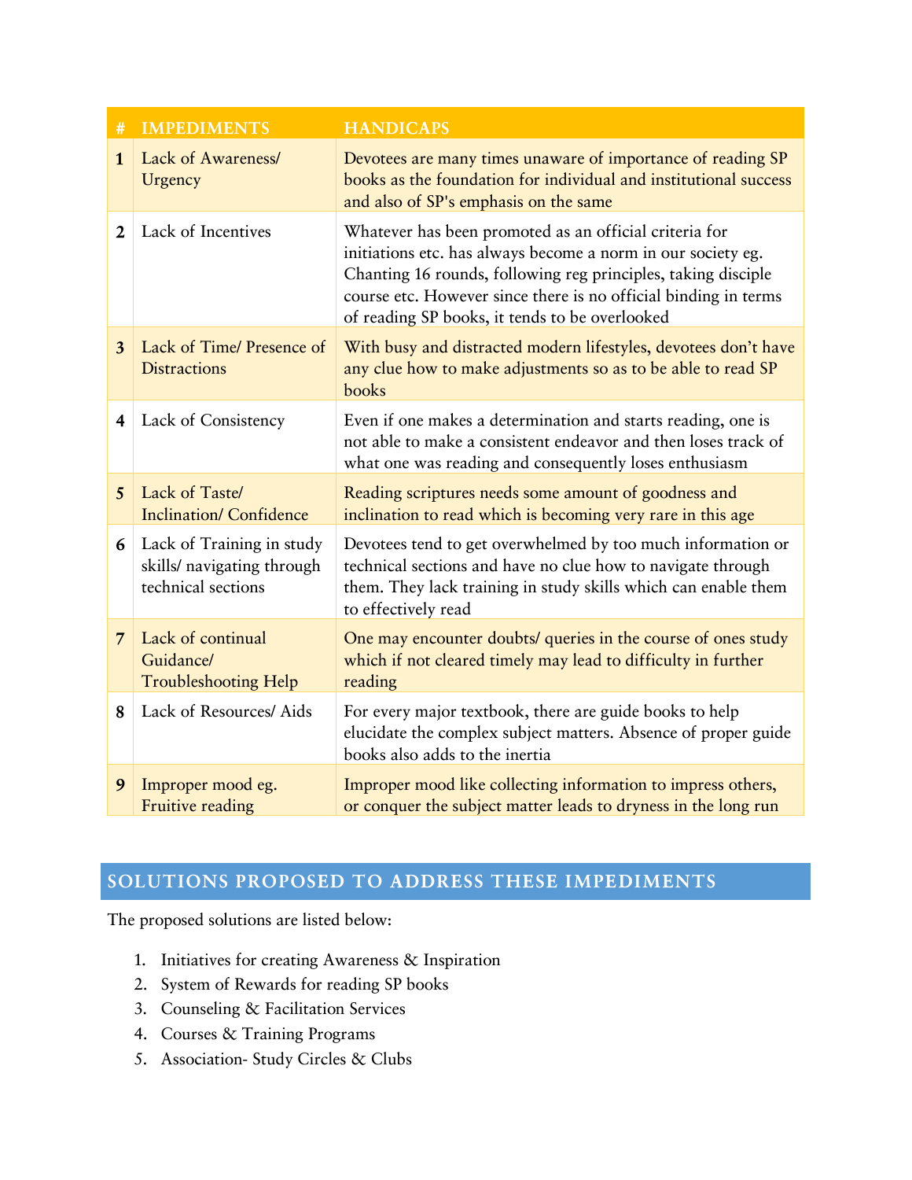| # | IMPEDIMENTS | HANDICAPS |
|---|---|---|
| 1 | Lack of Awareness/ Urgency | Devotees are many times unaware of importance of reading SP books as the foundation for individual and institutional success and also of SP's emphasis on the same |
| 2 | Lack of Incentives | Whatever has been promoted as an official criteria for initiations etc. has always become a norm in our society eg. Chanting 16 rounds, following reg principles, taking disciple course etc. However since there is no official binding in terms of reading SP books, it tends to be overlooked |
| 3 | Lack of Time/ Presence of Distractions | With busy and distracted modern lifestyles, devotees don't have any clue how to make adjustments so as to be able to read SP books |
| 4 | Lack of Consistency | Even if one makes a determination and starts reading, one is not able to make a consistent endeavor and then loses track of what one was reading and consequently loses enthusiasm |
| 5 | Lack of Taste/ Inclination/ Confidence | Reading scriptures needs some amount of goodness and inclination to read which is becoming very rare in this age |
| 6 | Lack of Training in study skills/ navigating through technical sections | Devotees tend to get overwhelmed by too much information or technical sections and have no clue how to navigate through them. They lack training in study skills which can enable them to effectively read |
| 7 | Lack of continual Guidance/ Troubleshooting Help | One may encounter doubts/ queries in the course of ones study which if not cleared timely may lead to difficulty in further reading |
| 8 | Lack of Resources/ Aids | For every major textbook, there are guide books to help elucidate the complex subject matters. Absence of proper guide books also adds to the inertia |
| 9 | Improper mood eg. Fruitive reading | Improper mood like collecting information to impress others, or conquer the subject matter leads to dryness in the long run |

## SOLUTIONS PROPOSED TO ADDRESS THESE IMPEDIMENTS

The proposed solutions are listed below:

1. Initiatives for creating Awareness & Inspiration
2. System of Rewards for reading SP books
3. Counseling & Facilitation Services
4. Courses & Training Programs
5. Association- Study Circles & Clubs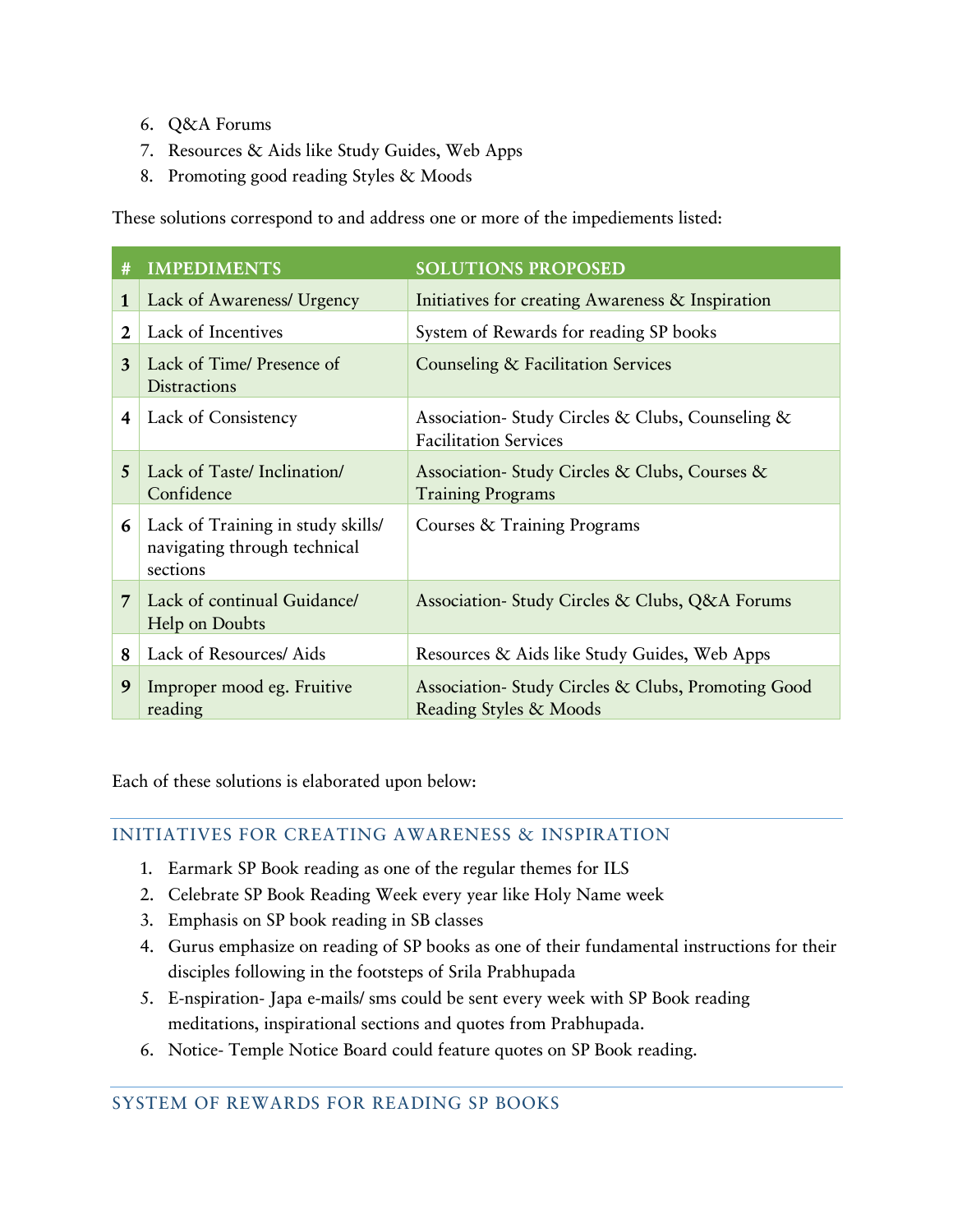6. Q&A Forums
7. Resources & Aids like Study Guides, Web Apps
8. Promoting good reading Styles & Moods

These solutions correspond to and address one or more of the impediements listed:

| # | IMPEDIMENTS | SOLUTIONS PROPOSED |
|---|---|---|
| 1 | Lack of Awareness/ Urgency | Initiatives for creating Awareness & Inspiration |
| 2 | Lack of Incentives | System of Rewards for reading SP books |
| 3 | Lack of Time/ Presence of Distractions | Counseling & Facilitation Services |
| 4 | Lack of Consistency | Association- Study Circles & Clubs, Counseling & Facilitation Services |
| 5 | Lack of Taste/ Inclination/ Confidence | Association- Study Circles & Clubs, Courses & Training Programs |
| 6 | Lack of Training in study skills/ navigating through technical sections | Courses & Training Programs |
| 7 | Lack of continual Guidance/ Help on Doubts | Association- Study Circles & Clubs, Q&A Forums |
| 8 | Lack of Resources/ Aids | Resources & Aids like Study Guides, Web Apps |
| 9 | Improper mood eg. Fruitive reading | Association- Study Circles & Clubs, Promoting Good Reading Styles & Moods |

Each of these solutions is elaborated upon below:

## INITIATIVES FOR CREATING AWARENESS & INSPIRATION

1. Earmark SP Book reading as one of the regular themes for ILS
2. Celebrate SP Book Reading Week every year like Holy Name week
3. Emphasis on SP book reading in SB classes
4. Gurus emphasize on reading of SP books as one of their fundamental instructions for their disciples following in the footsteps of Srila Prabhupada
5. E-nspiration- Japa e-mails/ sms could be sent every week with SP Book reading meditations, inspirational sections and quotes from Prabhupada.
6. Notice- Temple Notice Board could feature quotes on SP Book reading.

## SYSTEM OF REWARDS FOR READING SP BOOKS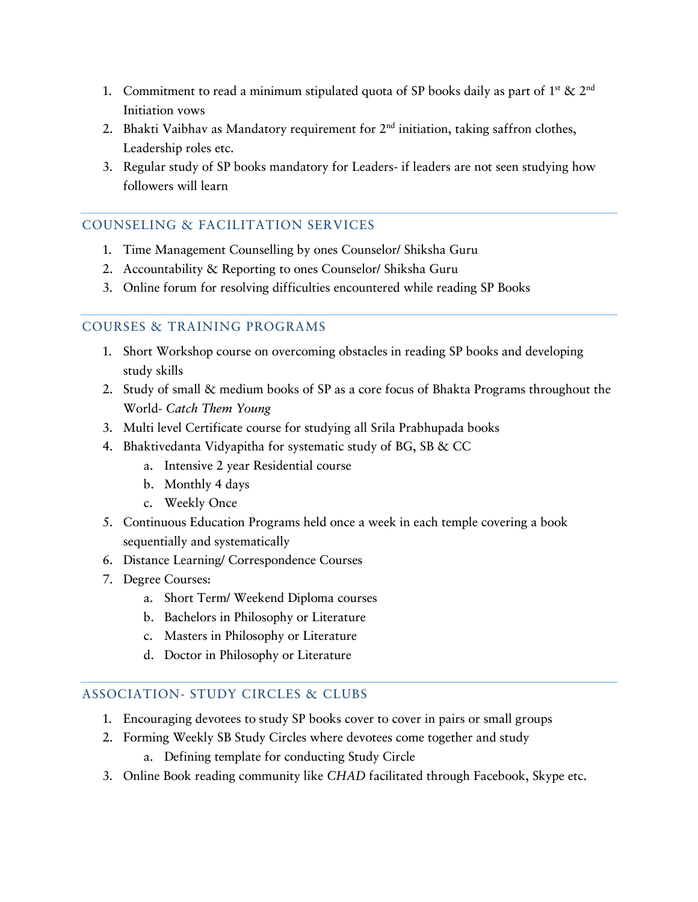1. Commitment to read a minimum stipulated quota of SP books daily as part of 1st & 2nd Initiation vows
2. Bhakti Vaibhav as Mandatory requirement for 2nd initiation, taking saffron clothes, Leadership roles etc.
3. Regular study of SP books mandatory for Leaders- if leaders are not seen studying how followers will learn

## COUNSELING & FACILITATION SERVICES

1. Time Management Counselling by ones Counselor/ Shiksha Guru
2. Accountability & Reporting to ones Counselor/ Shiksha Guru
3. Online forum for resolving difficulties encountered while reading SP Books

## COURSES & TRAINING PROGRAMS

1. Short Workshop course on overcoming obstacles in reading SP books and developing study skills
2. Study of small & medium books of SP as a core focus of Bhakta Programs throughout the World- *Catch Them Young*
3. Multi level Certificate course for studying all Srila Prabhupada books
4. Bhaktivedanta Vidyapitha for systematic study of BG, SB & CC
   a. Intensive 2 year Residential course
   b. Monthly 4 days
   c. Weekly Once
5. Continuous Education Programs held once a week in each temple covering a book sequentially and systematically
6. Distance Learning/ Correspondence Courses
7. Degree Courses:
   a. Short Term/ Weekend Diploma courses
   b. Bachelors in Philosophy or Literature
   c. Masters in Philosophy or Literature
   d. Doctor in Philosophy or Literature

## ASSOCIATION- STUDY CIRCLES & CLUBS

1. Encouraging devotees to study SP books cover to cover in pairs or small groups
2. Forming Weekly SB Study Circles where devotees come together and study
   a. Defining template for conducting Study Circle
3. Online Book reading community like *CHAD* facilitated through Facebook, Skype etc.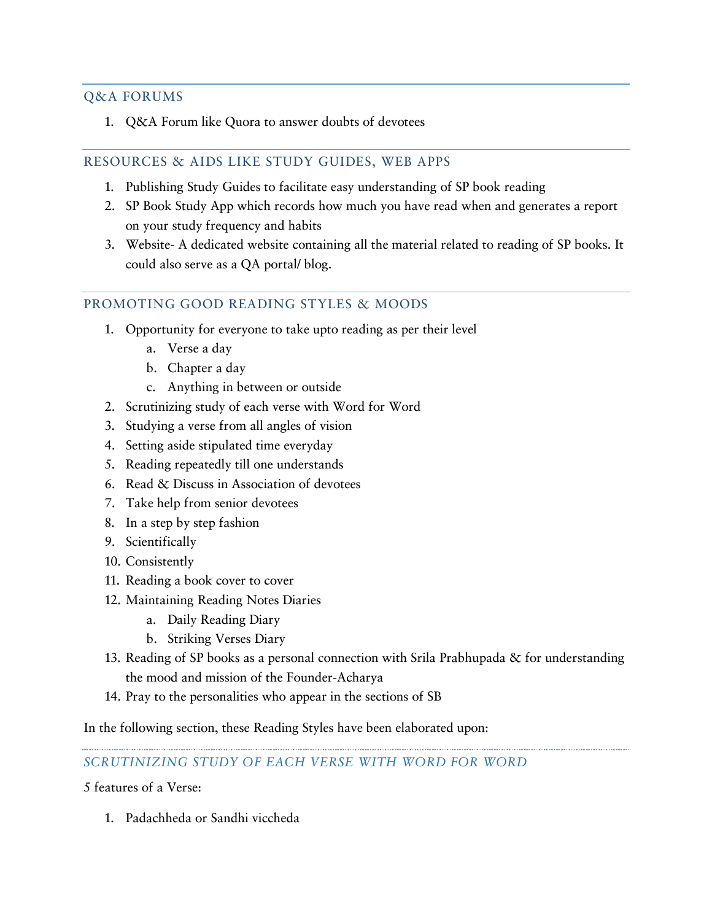## Q&A FORUMS

1. Q&A Forum like Quora to answer doubts of devotees

## RESOURCES & AIDS LIKE STUDY GUIDES, WEB APPS

1. Publishing Study Guides to facilitate easy understanding of SP book reading
2. SP Book Study App which records how much you have read when and generates a report on your study frequency and habits
3. Website- A dedicated website containing all the material related to reading of SP books. It could also serve as a QA portal/ blog.

## PROMOTING GOOD READING STYLES & MOODS

1. Opportunity for everyone to take upto reading as per their level
   a. Verse a day
   b. Chapter a day
   c. Anything in between or outside
2. Scrutinizing study of each verse with Word for Word
3. Studying a verse from all angles of vision
4. Setting aside stipulated time everyday
5. Reading repeatedly till one understands
6. Read & Discuss in Association of devotees
7. Take help from senior devotees
8. In a step by step fashion
9. Scientifically
10. Consistently
11. Reading a book cover to cover
12. Maintaining Reading Notes Diaries
    a. Daily Reading Diary
    b. Striking Verses Diary
13. Reading of SP books as a personal connection with Srila Prabhupada & for understanding the mood and mission of the Founder-Acharya
14. Pray to the personalities who appear in the sections of SB

In the following section, these Reading Styles have been elaborated upon:

### *SCRUTINIZING STUDY OF EACH VERSE WITH WORD FOR WORD*

5 features of a Verse:

1. Padachheda or Sandhi viccheda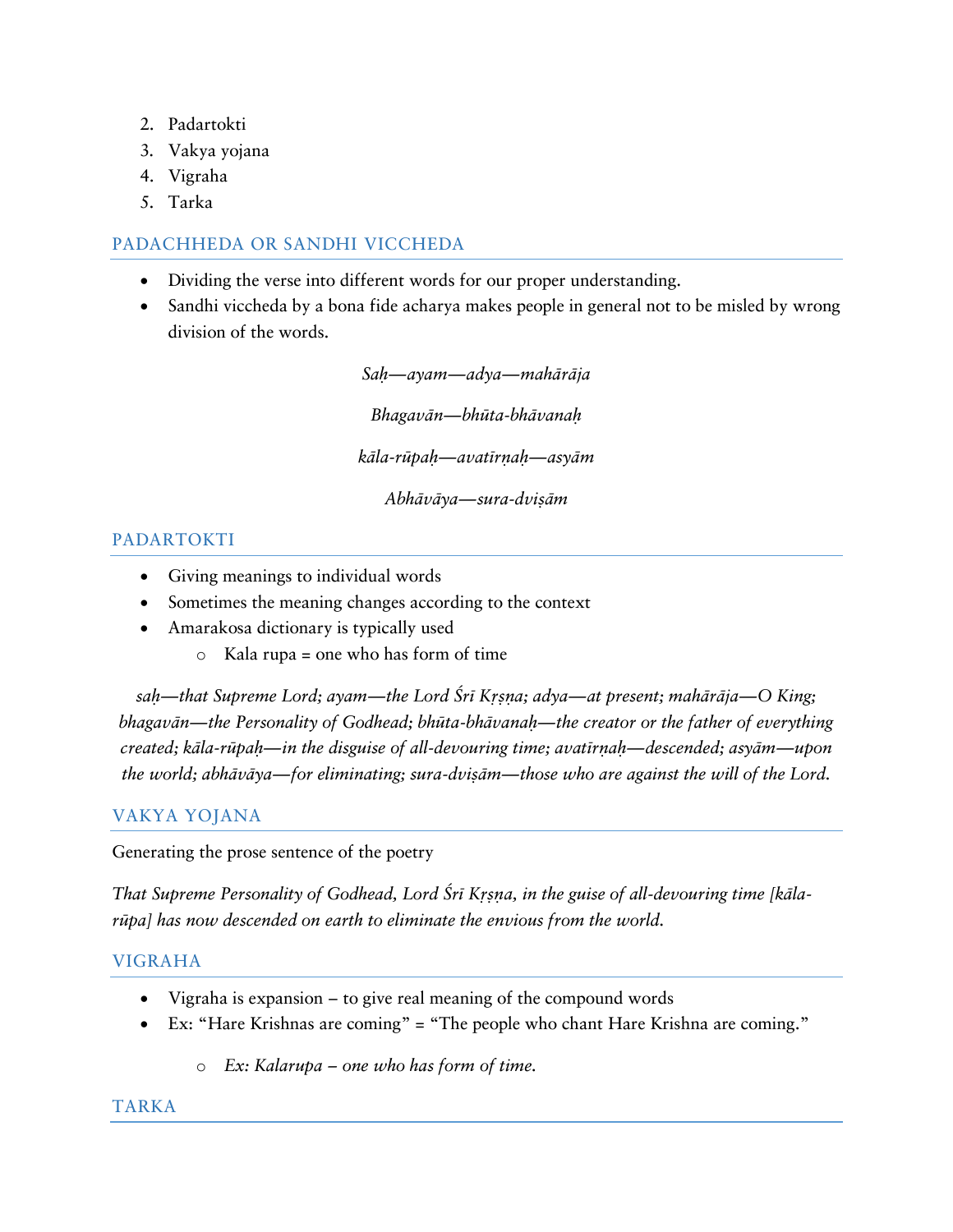2. Padartokti
3. Vakya yojana
4. Vigraha
5. Tarka

## PADACHHEDA OR SANDHI VICCHEDA

- Dividing the verse into different words for our proper understanding.
- Sandhi viccheda by a bona fide acharya makes people in general not to be misled by wrong division of the words.

*Saḥ—ayam—adya—mahārāja*

*Bhagavān—bhūta-bhāvanaḥ*

*kāla-rūpaḥ—avatīrṇaḥ—asyām*

*Abhāvāya—sura-dviṣām*

## PADARTOKTI

- Giving meanings to individual words
- Sometimes the meaning changes according to the context
- Amarakosa dictionary is typically used
    - Kala rupa = one who has form of time

*saḥ—that Supreme Lord; ayam—the Lord Śrī Kṛṣṇa; adya—at present; mahārāja—O King; bhagavān—the Personality of Godhead; bhūta-bhāvanaḥ—the creator or the father of everything created; kāla-rūpaḥ—in the disguise of all-devouring time; avatīrṇaḥ—descended; asyām—upon the world; abhāvāya—for eliminating; sura-dviṣām—those who are against the will of the Lord.*

## VAKYA YOJANA

Generating the prose sentence of the poetry

*That Supreme Personality of Godhead, Lord Śrī Kṛṣṇa, in the guise of all-devouring time [kāla-rūpa] has now descended on earth to eliminate the envious from the world.*

## VIGRAHA

- Vigraha is expansion – to give real meaning of the compound words
- Ex: "Hare Krishnas are coming" = "The people who chant Hare Krishna are coming."
    - *Ex: Kalarupa – one who has form of time.*

## TARKA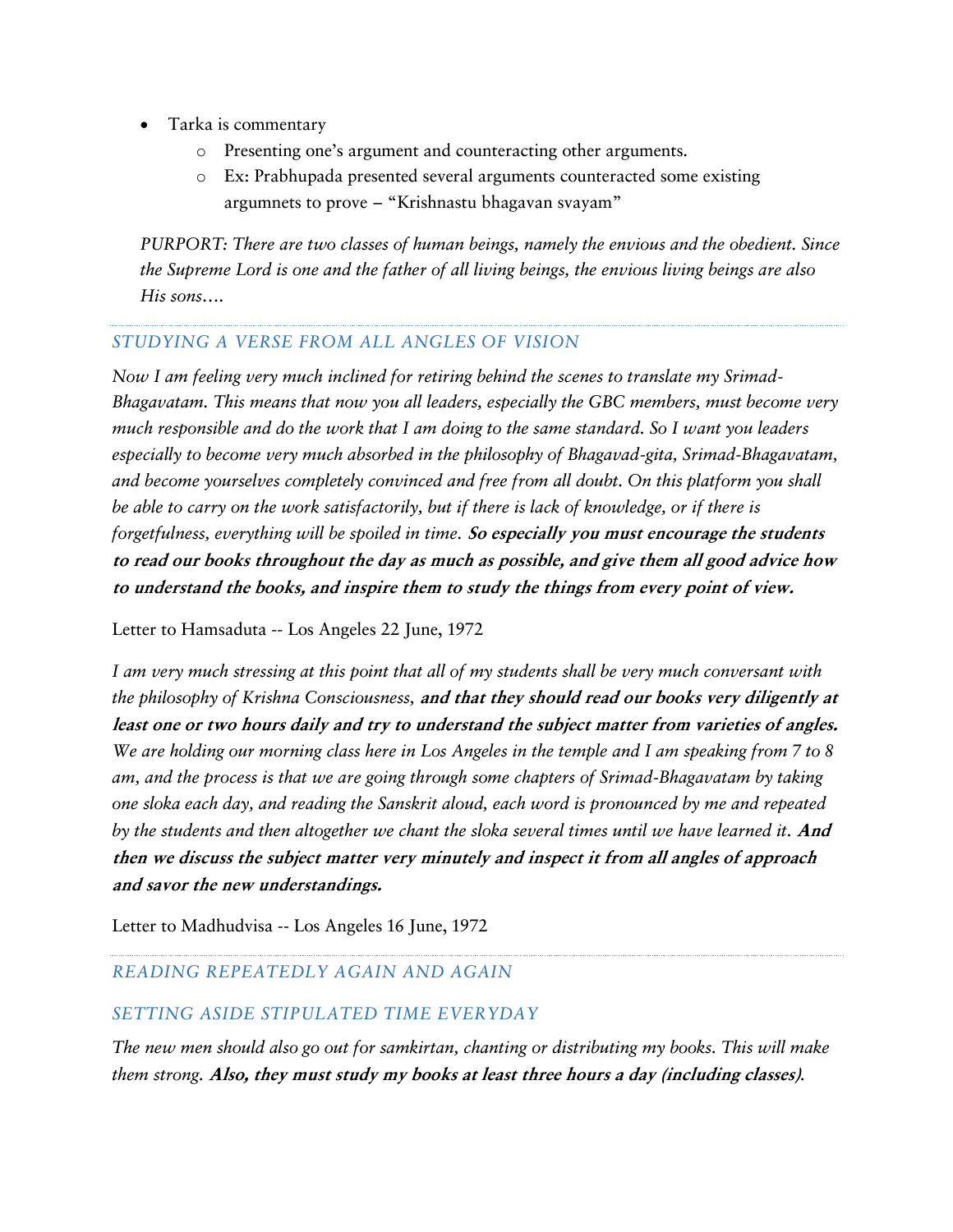- Tarka is commentary
    - Presenting one's argument and counteracting other arguments.
    - Ex: Prabhupada presented several arguments counteracted some existing argumnets to prove – "Krishnastu bhagavan svayam"

*PURPORT: There are two classes of human beings, namely the envious and the obedient. Since the Supreme Lord is one and the father of all living beings, the envious living beings are also His sons….*

---

### *STUDYING A VERSE FROM ALL ANGLES OF VISION*

*Now I am feeling very much inclined for retiring behind the scenes to translate my Srimad-Bhagavatam. This means that now you all leaders, especially the GBC members, must become very much responsible and do the work that I am doing to the same standard. So I want you leaders especially to become very much absorbed in the philosophy of Bhagavad-gita, Srimad-Bhagavatam, and become yourselves completely convinced and free from all doubt. On this platform you shall be able to carry on the work satisfactorily, but if there is lack of knowledge, or if there is forgetfulness, everything will be spoiled in time.* ***So especially you must encourage the students to read our books throughout the day as much as possible, and give them all good advice how to understand the books, and inspire them to study the things from every point of view.***

Letter to Hamsaduta -- Los Angeles 22 June, 1972

*I am very much stressing at this point that all of my students shall be very much conversant with the philosophy of Krishna Consciousness,* ***and that they should read our books very diligently at least one or two hours daily and try to understand the subject matter from varieties of angles.*** *We are holding our morning class here in Los Angeles in the temple and I am speaking from 7 to 8 am, and the process is that we are going through some chapters of Srimad-Bhagavatam by taking one sloka each day, and reading the Sanskrit aloud, each word is pronounced by me and repeated by the students and then altogether we chant the sloka several times until we have learned it.* ***And then we discuss the subject matter very minutely and inspect it from all angles of approach and savor the new understandings.***

Letter to Madhudvisa -- Los Angeles 16 June, 1972

---

### *READING REPEATEDLY AGAIN AND AGAIN*

### *SETTING ASIDE STIPULATED TIME EVERYDAY*

*The new men should also go out for samkirtan, chanting or distributing my books. This will make them strong.* ***Also, they must study my books at least three hours a day (including classes).***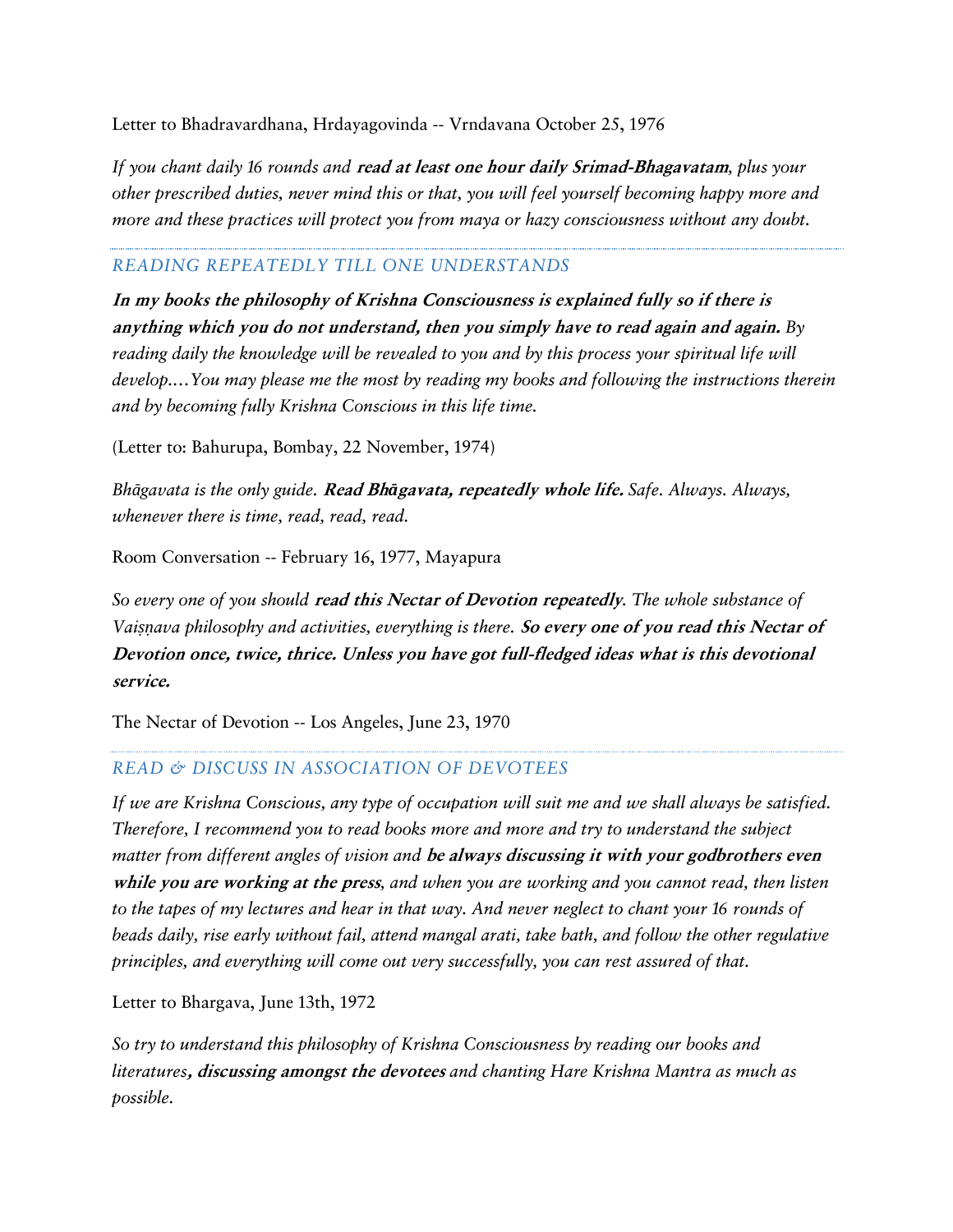Letter to Bhadravardhana, Hrdayagovinda -- Vrndavana October 25, 1976

*If you chant daily 16 rounds and **read at least one hour daily Srimad-Bhagavatam**, plus your other prescribed duties, never mind this or that, you will feel yourself becoming happy more and more and these practices will protect you from maya or hazy consciousness without any doubt.*

---

## READING REPEATEDLY TILL ONE UNDERSTANDS

***In my books the philosophy of Krishna Consciousness is explained fully so if there is anything which you do not understand, then you simply have to read again and again.** By reading daily the knowledge will be revealed to you and by this process your spiritual life will develop.…You may please me the most by reading my books and following the instructions therein and by becoming fully Krishna Conscious in this life time.*

(Letter to: Bahurupa, Bombay, 22 November, 1974)

*Bhāgavata is the only guide. **Read Bhāgavata, repeatedly whole life.** Safe. Always. Always, whenever there is time, read, read, read.*

Room Conversation -- February 16, 1977, Mayapura

*So every one of you should **read this Nectar of Devotion repeatedly**. The whole substance of Vaiṣṇava philosophy and activities, everything is there. **So every one of you read this Nectar of Devotion once, twice, thrice. Unless you have got full-fledged ideas what is this devotional service.***

The Nectar of Devotion -- Los Angeles, June 23, 1970

---

## READ & DISCUSS IN ASSOCIATION OF DEVOTEES

*If we are Krishna Conscious, any type of occupation will suit me and we shall always be satisfied. Therefore, I recommend you to read books more and more and try to understand the subject matter from different angles of vision and **be always discussing it with your godbrothers even while you are working at the press**, and when you are working and you cannot read, then listen to the tapes of my lectures and hear in that way. And never neglect to chant your 16 rounds of beads daily, rise early without fail, attend mangal arati, take bath, and follow the other regulative principles, and everything will come out very successfully, you can rest assured of that.*

Letter to Bhargava, June 13th, 1972

*So try to understand this philosophy of Krishna Consciousness by reading our books and literatures**, discussing amongst the devotees** and chanting Hare Krishna Mantra as much as possible.*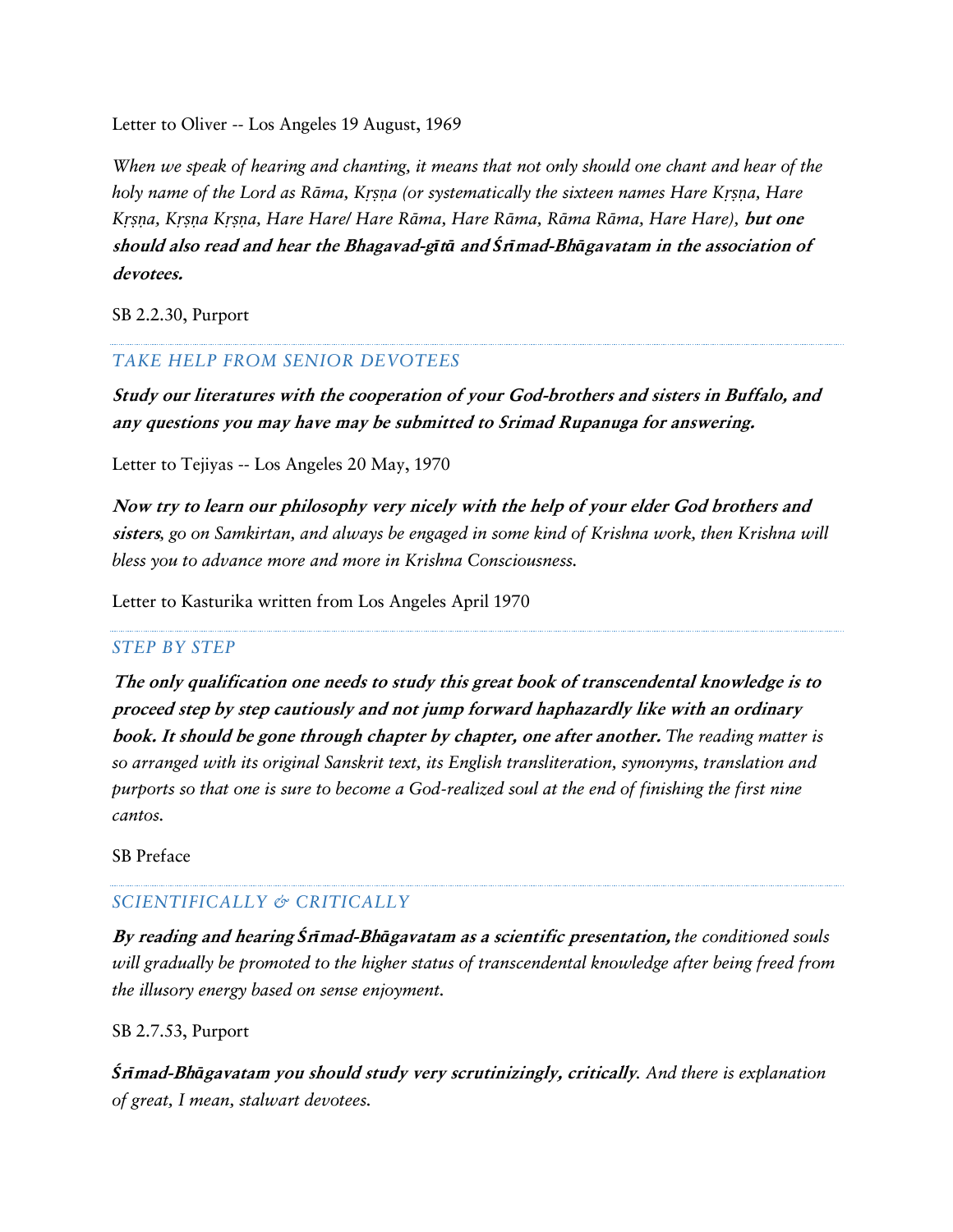Letter to Oliver -- Los Angeles 19 August, 1969

*When we speak of hearing and chanting, it means that not only should one chant and hear of the holy name of the Lord as Rāma, Kṛṣṇa (or systematically the sixteen names Hare Kṛṣṇa, Hare Kṛṣṇa, Kṛṣṇa Kṛṣṇa, Hare Hare/ Hare Rāma, Hare Rāma, Rāma Rāma, Hare Hare),* ***but one should also read and hear the Bhagavad-gītā and Śrīmad-Bhāgavatam in the association of devotees.***

SB 2.2.30, Purport

## TAKE HELP FROM SENIOR DEVOTEES

***Study our literatures with the cooperation of your God-brothers and sisters in Buffalo, and any questions you may have may be submitted to Srimad Rupanuga for answering.***

Letter to Tejiyas -- Los Angeles 20 May, 1970

***Now try to learn our philosophy very nicely with the help of your elder God brothers and sisters****, go on Samkirtan, and always be engaged in some kind of Krishna work, then Krishna will bless you to advance more and more in Krishna Consciousness.*

Letter to Kasturika written from Los Angeles April 1970

## STEP BY STEP

***The only qualification one needs to study this great book of transcendental knowledge is to proceed step by step cautiously and not jump forward haphazardly like with an ordinary book. It should be gone through chapter by chapter, one after another.*** *The reading matter is so arranged with its original Sanskrit text, its English transliteration, synonyms, translation and purports so that one is sure to become a God-realized soul at the end of finishing the first nine cantos.*

SB Preface

## SCIENTIFICALLY & CRITICALLY

***By reading and hearing Śrīmad-Bhāgavatam as a scientific presentation,*** *the conditioned souls will gradually be promoted to the higher status of transcendental knowledge after being freed from the illusory energy based on sense enjoyment.*

SB 2.7.53, Purport

***Śrīmad-Bhāgavatam you should study very scrutinizingly, critically****. And there is explanation of great, I mean, stalwart devotees.*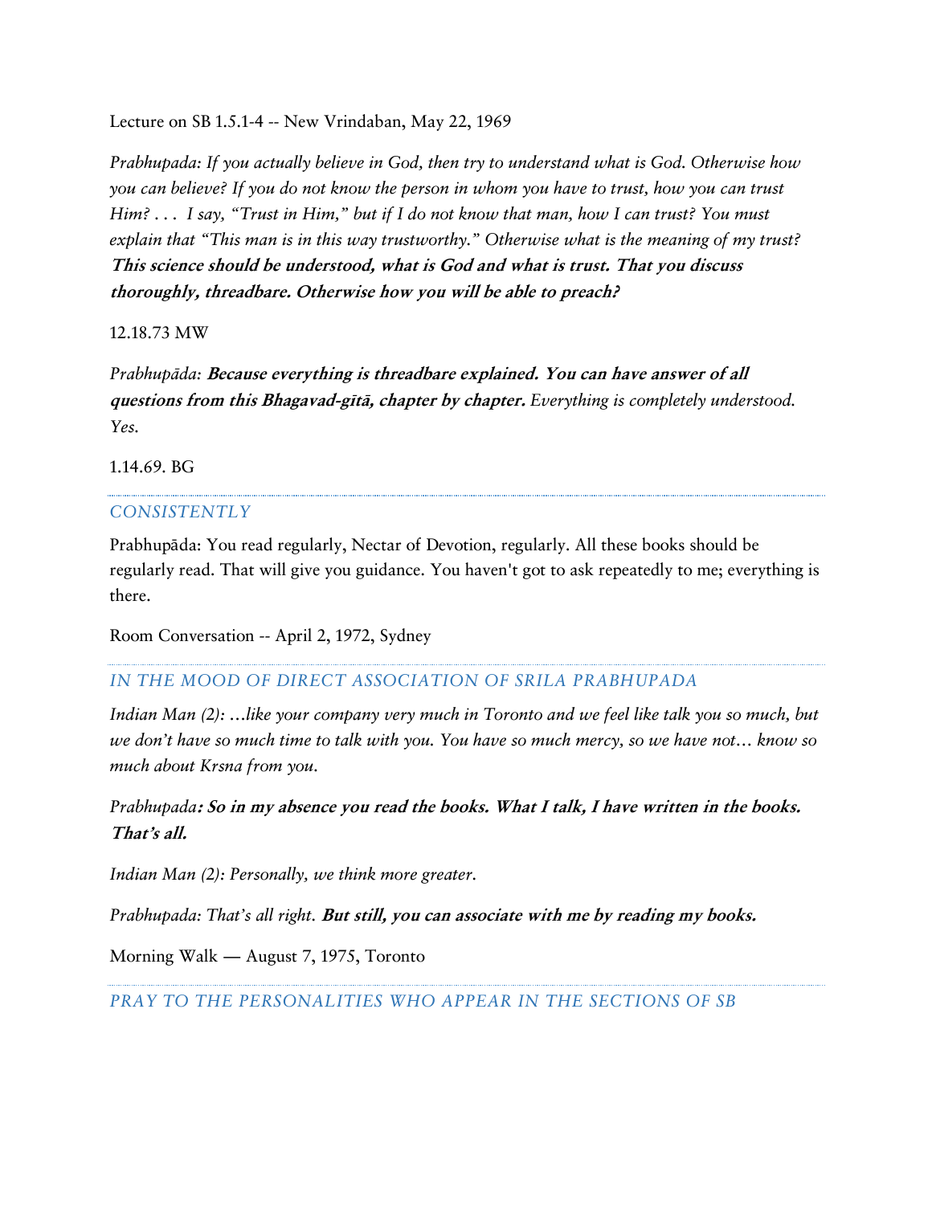Lecture on SB 1.5.1-4 -- New Vrindaban, May 22, 1969

*Prabhupada: If you actually believe in God, then try to understand what is God. Otherwise how you can believe? If you do not know the person in whom you have to trust, how you can trust Him? . . .  I say, "Trust in Him," but if I do not know that man, how I can trust? You must explain that "This man is in this way trustworthy." Otherwise what is the meaning of my trust?* ***This science should be understood, what is God and what is trust. That you discuss thoroughly, threadbare. Otherwise how you will be able to preach?***

12.18.73 MW

*Prabhupāda:* ***Because everything is threadbare explained. You can have answer of all questions from this Bhagavad-gītā, chapter by chapter.*** *Everything is completely understood. Yes.*

1.14.69. BG

---

### CONSISTENTLY

Prabhupāda: You read regularly, Nectar of Devotion, regularly. All these books should be regularly read. That will give you guidance. You haven't got to ask repeatedly to me; everything is there.

Room Conversation -- April 2, 1972, Sydney

---

### IN THE MOOD OF DIRECT ASSOCIATION OF SRILA PRABHUPADA

*Indian Man (2): …like your company very much in Toronto and we feel like talk you so much, but we don't have so much time to talk with you. You have so much mercy, so we have not… know so much about Krsna from you.*

*Prabhupada**: So in my absence you read the books. What I talk, I have written in the books. That's all.***

*Indian Man (2): Personally, we think more greater.*

*Prabhupada: That's all right.* ***But still, you can associate with me by reading my books.***

Morning Walk — August 7, 1975, Toronto

---

### PRAY TO THE PERSONALITIES WHO APPEAR IN THE SECTIONS OF SB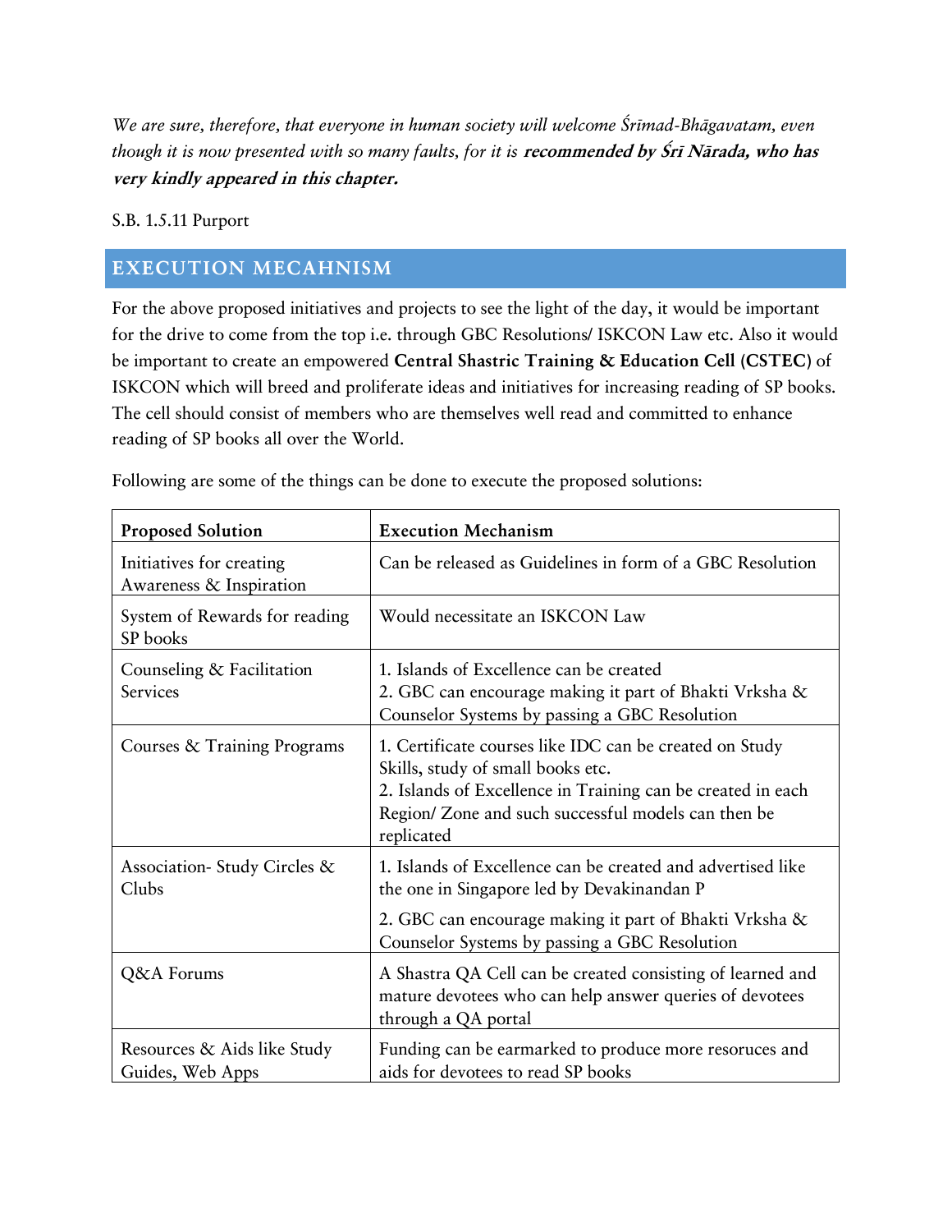*We are sure, therefore, that everyone in human society will welcome Śrīmad-Bhāgavatam, even though it is now presented with so many faults, for it is* ***recommended by Śrī Nārada, who has very kindly appeared in this chapter.***

S.B. 1.5.11 Purport

## EXECUTION MECAHNISM

For the above proposed initiatives and projects to see the light of the day, it would be important for the drive to come from the top i.e. through GBC Resolutions/ ISKCON Law etc. Also it would be important to create an empowered **Central Shastric Training & Education Cell (CSTEC)** of ISKCON which will breed and proliferate ideas and initiatives for increasing reading of SP books. The cell should consist of members who are themselves well read and committed to enhance reading of SP books all over the World.

Following are some of the things can be done to execute the proposed solutions:

| **Proposed Solution** | **Execution Mechanism** |
| --- | --- |
| Initiatives for creating Awareness & Inspiration | Can be released as Guidelines in form of a GBC Resolution |
| System of Rewards for reading SP books | Would necessitate an ISKCON Law |
| Counseling & Facilitation Services | 1. Islands of Excellence can be created<br>2. GBC can encourage making it part of Bhakti Vrksha & Counselor Systems by passing a GBC Resolution |
| Courses & Training Programs | 1. Certificate courses like IDC can be created on Study Skills, study of small books etc.<br>2. Islands of Excellence in Training can be created in each Region/ Zone and such successful models can then be replicated |
| Association- Study Circles & Clubs | 1. Islands of Excellence can be created and advertised like the one in Singapore led by Devakinandan P<br>2. GBC can encourage making it part of Bhakti Vrksha & Counselor Systems by passing a GBC Resolution |
| Q&A Forums | A Shastra QA Cell can be created consisting of learned and mature devotees who can help answer queries of devotees through a QA portal |
| Resources & Aids like Study Guides, Web Apps | Funding can be earmarked to produce more resoruces and aids for devotees to read SP books |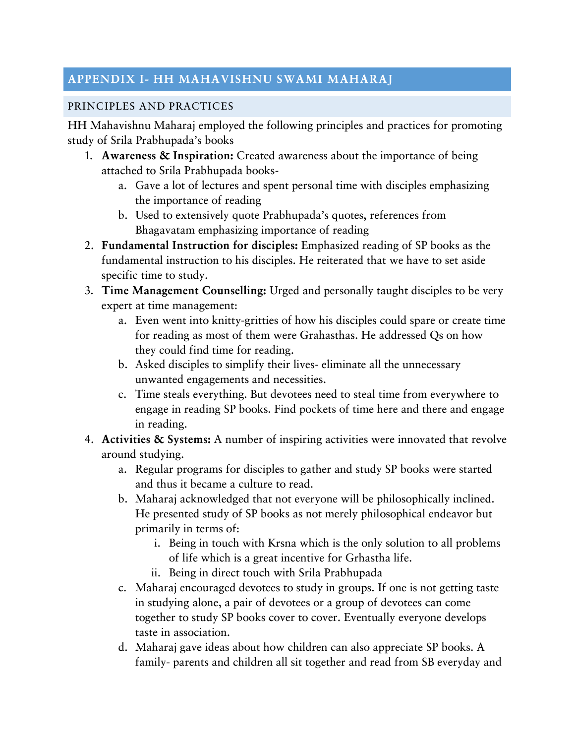# APPENDIX I- HH MAHAVISHNU SWAMI MAHARAJ

## PRINCIPLES AND PRACTICES

HH Mahavishnu Maharaj employed the following principles and practices for promoting study of Srila Prabhupada's books

1. **Awareness & Inspiration:** Created awareness about the importance of being attached to Srila Prabhupada books-
    a. Gave a lot of lectures and spent personal time with disciples emphasizing the importance of reading
    b. Used to extensively quote Prabhupada's quotes, references from Bhagavatam emphasizing importance of reading
2. **Fundamental Instruction for disciples:** Emphasized reading of SP books as the fundamental instruction to his disciples. He reiterated that we have to set aside specific time to study.
3. **Time Management Counselling:** Urged and personally taught disciples to be very expert at time management:
    a. Even went into knitty-gritties of how his disciples could spare or create time for reading as most of them were Grahasthas. He addressed Qs on how they could find time for reading.
    b. Asked disciples to simplify their lives- eliminate all the unnecessary unwanted engagements and necessities.
    c. Time steals everything. But devotees need to steal time from everywhere to engage in reading SP books. Find pockets of time here and there and engage in reading.
4. **Activities & Systems:** A number of inspiring activities were innovated that revolve around studying.
    a. Regular programs for disciples to gather and study SP books were started and thus it became a culture to read.
    b. Maharaj acknowledged that not everyone will be philosophically inclined. He presented study of SP books as not merely philosophical endeavor but primarily in terms of:
        i. Being in touch with Krsna which is the only solution to all problems of life which is a great incentive for Grhastha life.
        ii. Being in direct touch with Srila Prabhupada
    c. Maharaj encouraged devotees to study in groups. If one is not getting taste in studying alone, a pair of devotees or a group of devotees can come together to study SP books cover to cover. Eventually everyone develops taste in association.
    d. Maharaj gave ideas about how children can also appreciate SP books. A family- parents and children all sit together and read from SB everyday and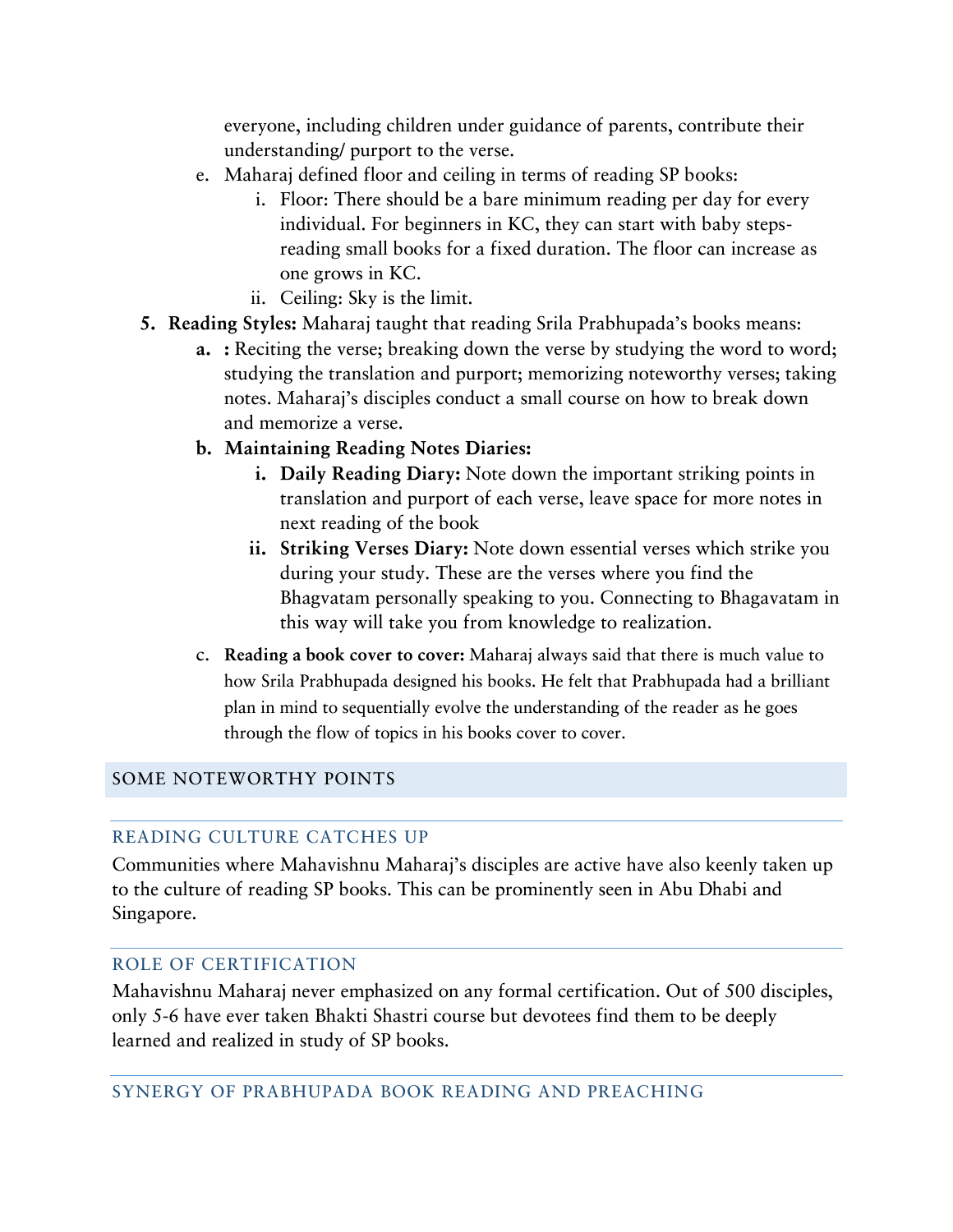everyone, including children under guidance of parents, contribute their understanding/ purport to the verse.

   e. Maharaj defined floor and ceiling in terms of reading SP books:
      i. Floor: There should be a bare minimum reading per day for every individual. For beginners in KC, they can start with baby steps- reading small books for a fixed duration. The floor can increase as one grows in KC.
      ii. Ceiling: Sky is the limit.

5. **Reading Styles:** Maharaj taught that reading Srila Prabhupada's books means:
   a. **:** Reciting the verse; breaking down the verse by studying the word to word; studying the translation and purport; memorizing noteworthy verses; taking notes. Maharaj's disciples conduct a small course on how to break down and memorize a verse.
   b. **Maintaining Reading Notes Diaries:**
      i. **Daily Reading Diary:** Note down the important striking points in translation and purport of each verse, leave space for more notes in next reading of the book
      ii. **Striking Verses Diary:** Note down essential verses which strike you during your study. These are the verses where you find the Bhagvatam personally speaking to you. Connecting to Bhagavatam in this way will take you from knowledge to realization.
   c. **Reading a book cover to cover:** Maharaj always said that there is much value to how Srila Prabhupada designed his books. He felt that Prabhupada had a brilliant plan in mind to sequentially evolve the understanding of the reader as he goes through the flow of topics in his books cover to cover.

## SOME NOTEWORTHY POINTS

### READING CULTURE CATCHES UP

Communities where Mahavishnu Maharaj's disciples are active have also keenly taken up to the culture of reading SP books. This can be prominently seen in Abu Dhabi and Singapore.

### ROLE OF CERTIFICATION

Mahavishnu Maharaj never emphasized on any formal certification. Out of 500 disciples, only 5-6 have ever taken Bhakti Shastri course but devotees find them to be deeply learned and realized in study of SP books.

### SYNERGY OF PRABHUPADA BOOK READING AND PREACHING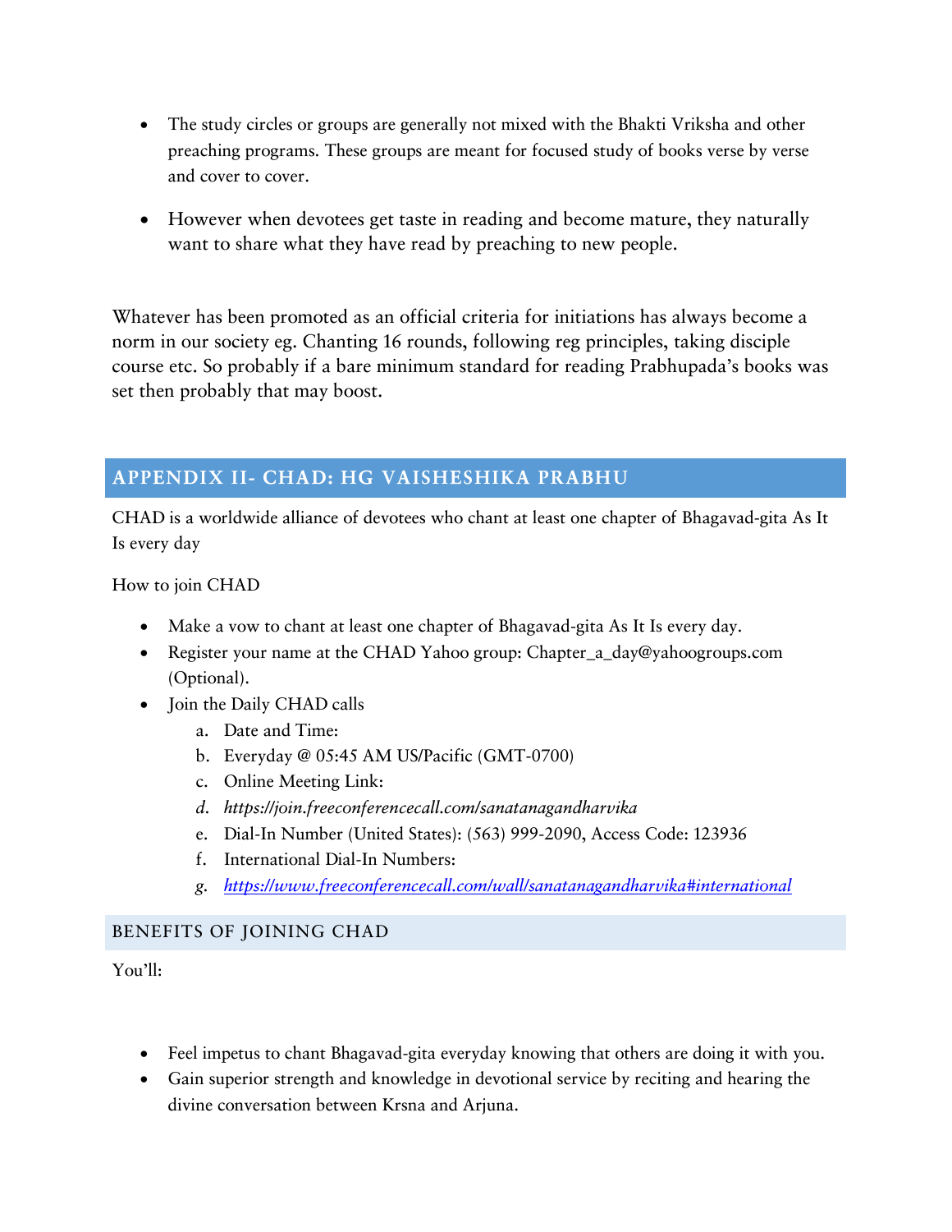- The study circles or groups are generally not mixed with the Bhakti Vriksha and other preaching programs. These groups are meant for focused study of books verse by verse and cover to cover.

- However when devotees get taste in reading and become mature, they naturally want to share what they have read by preaching to new people.

Whatever has been promoted as an official criteria for initiations has always become a norm in our society eg. Chanting 16 rounds, following reg principles, taking disciple course etc. So probably if a bare minimum standard for reading Prabhupada's books was set then probably that may boost.

## APPENDIX II- CHAD: HG VAISHESHIKA PRABHU

CHAD is a worldwide alliance of devotees who chant at least one chapter of Bhagavad-gita As It Is every day

How to join CHAD

- Make a vow to chant at least one chapter of Bhagavad-gita As It Is every day.
- Register your name at the CHAD Yahoo group: Chapter_a_day@yahoogroups.com (Optional).
- Join the Daily CHAD calls
  a. Date and Time:
  b. Everyday @ 05:45 AM US/Pacific (GMT-0700)
  c. Online Meeting Link:
  d. *https://join.freeconferencecall.com/sanatanagandharvika*
  e. Dial-In Number (United States): (563) 999-2090, Access Code: 123936
  f. International Dial-In Numbers:
  g. *https://www.freeconferencecall.com/wall/sanatanagandharvika#international*

### BENEFITS OF JOINING CHAD

You'll:

- Feel impetus to chant Bhagavad-gita everyday knowing that others are doing it with you.
- Gain superior strength and knowledge in devotional service by reciting and hearing the divine conversation between Krsna and Arjuna.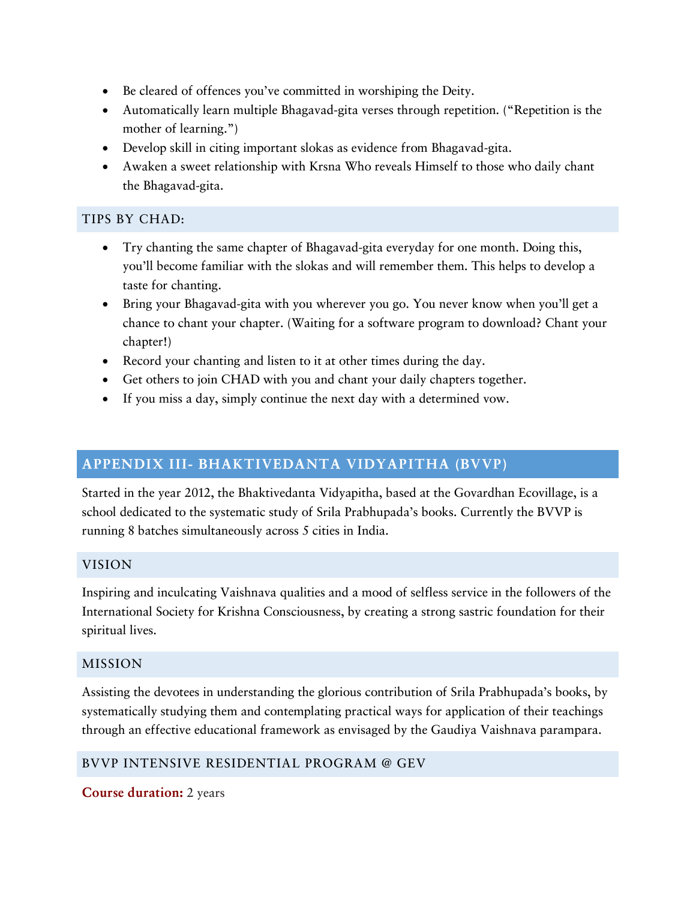- Be cleared of offences you've committed in worshiping the Deity.
- Automatically learn multiple Bhagavad-gita verses through repetition. ("Repetition is the mother of learning.")
- Develop skill in citing important slokas as evidence from Bhagavad-gita.
- Awaken a sweet relationship with Krsna Who reveals Himself to those who daily chant the Bhagavad-gita.

### TIPS BY CHAD:

- Try chanting the same chapter of Bhagavad-gita everyday for one month. Doing this, you'll become familiar with the slokas and will remember them. This helps to develop a taste for chanting.
- Bring your Bhagavad-gita with you wherever you go. You never know when you'll get a chance to chant your chapter. (Waiting for a software program to download? Chant your chapter!)
- Record your chanting and listen to it at other times during the day.
- Get others to join CHAD with you and chant your daily chapters together.
- If you miss a day, simply continue the next day with a determined vow.

## APPENDIX III- BHAKTIVEDANTA VIDYAPITHA (BVVP)

Started in the year 2012, the Bhaktivedanta Vidyapitha, based at the Govardhan Ecovillage, is a school dedicated to the systematic study of Srila Prabhupada's books. Currently the BVVP is running 8 batches simultaneously across 5 cities in India.

### VISION

Inspiring and inculcating Vaishnava qualities and a mood of selfless service in the followers of the International Society for Krishna Consciousness, by creating a strong sastric foundation for their spiritual lives.

### MISSION

Assisting the devotees in understanding the glorious contribution of Srila Prabhupada's books, by systematically studying them and contemplating practical ways for application of their teachings through an effective educational framework as envisaged by the Gaudiya Vaishnava parampara.

### BVVP INTENSIVE RESIDENTIAL PROGRAM @ GEV

**Course duration:** 2 years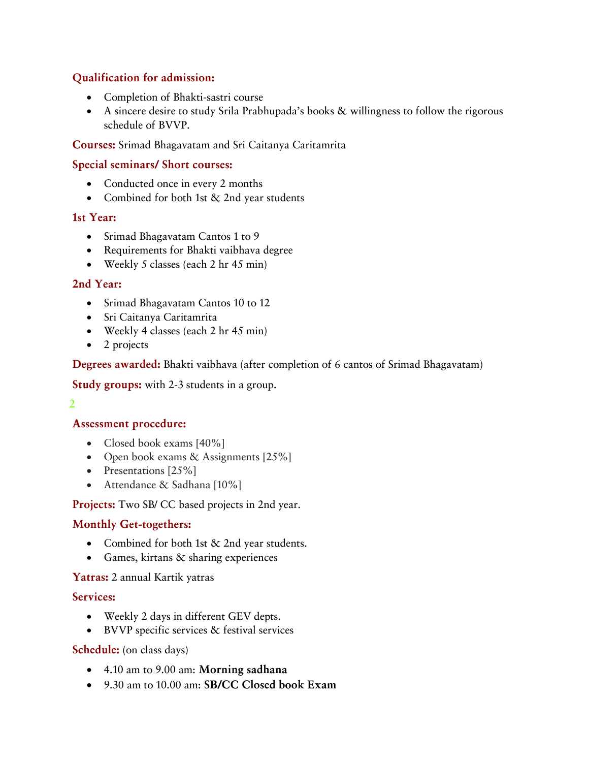**Qualification for admission:**

- Completion of Bhakti-sastri course
- A sincere desire to study Srila Prabhupada's books & willingness to follow the rigorous schedule of BVVP.

**Courses:** Srimad Bhagavatam and Sri Caitanya Caritamrita

**Special seminars/ Short courses:**

- Conducted once in every 2 months
- Combined for both 1st & 2nd year students

**1st Year:**

- Srimad Bhagavatam Cantos 1 to 9
- Requirements for Bhakti vaibhava degree
- Weekly 5 classes (each 2 hr 45 min)

**2nd Year:**

- Srimad Bhagavatam Cantos 10 to 12
- Sri Caitanya Caritamrita
- Weekly 4 classes (each 2 hr 45 min)
- 2 projects

**Degrees awarded:** Bhakti vaibhava (after completion of 6 cantos of Srimad Bhagavatam)

**Study groups:** with 2-3 students in a group.

2

**Assessment procedure:**

- Closed book exams [40%]
- Open book exams & Assignments [25%]
- Presentations [25%]
- Attendance & Sadhana [10%]

**Projects:** Two SB/ CC based projects in 2nd year.

**Monthly Get-togethers:**

- Combined for both 1st & 2nd year students.
- Games, kirtans & sharing experiences

**Yatras:** 2 annual Kartik yatras

**Services:**

- Weekly 2 days in different GEV depts.
- BVVP specific services & festival services

**Schedule:** (on class days)

- 4.10 am to 9.00 am: **Morning sadhana**
- 9.30 am to 10.00 am: **SB/CC Closed book Exam**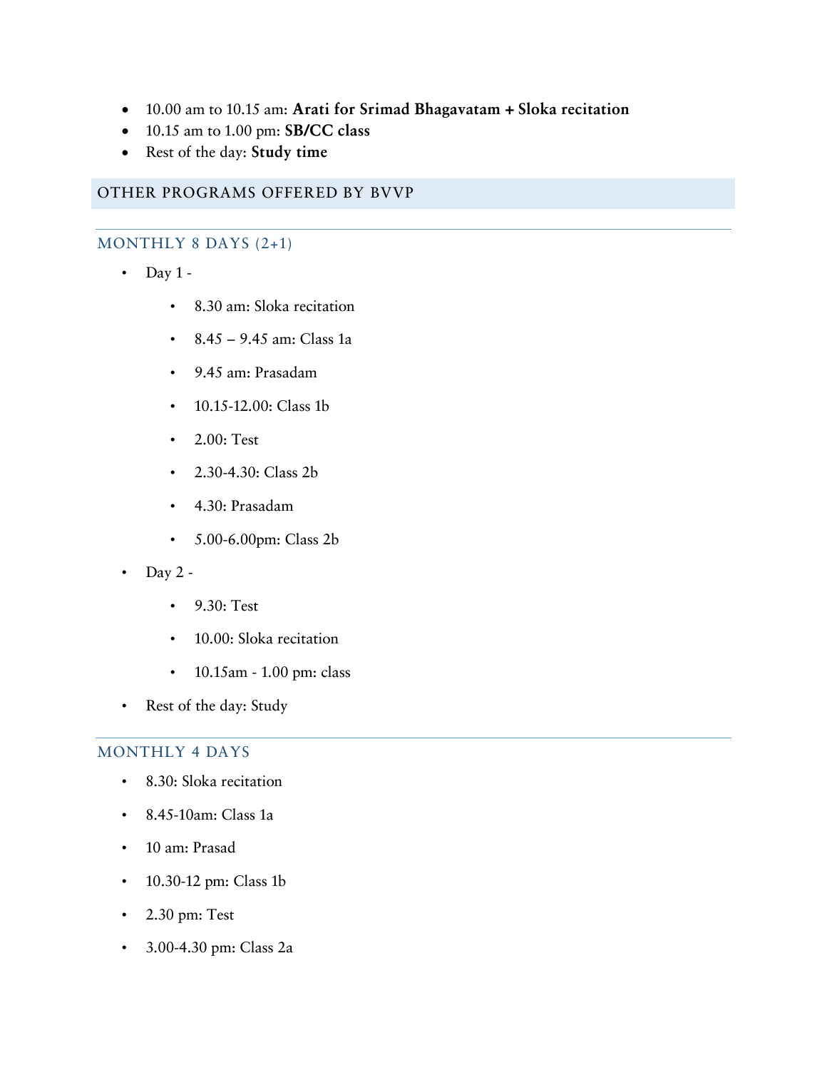- 10.00 am to 10.15 am: **Arati for Srimad Bhagavatam + Sloka recitation**
- 10.15 am to 1.00 pm: **SB/CC class**
- Rest of the day: **Study time**

## OTHER PROGRAMS OFFERED BY BVVP

### MONTHLY 8 DAYS (2+1)

- Day 1 -
  - 8.30 am: Sloka recitation
  - 8.45 – 9.45 am: Class 1a
  - 9.45 am: Prasadam
  - 10.15-12.00: Class 1b
  - 2.00: Test
  - 2.30-4.30: Class 2b
  - 4.30: Prasadam
  - 5.00-6.00pm: Class 2b
- Day 2 -
  - 9.30: Test
  - 10.00: Sloka recitation
  - 10.15am - 1.00 pm: class
- Rest of the day: Study

### MONTHLY 4 DAYS

- 8.30: Sloka recitation
- 8.45-10am: Class 1a
- 10 am: Prasad
- 10.30-12 pm: Class 1b
- 2.30 pm: Test
- 3.00-4.30 pm: Class 2a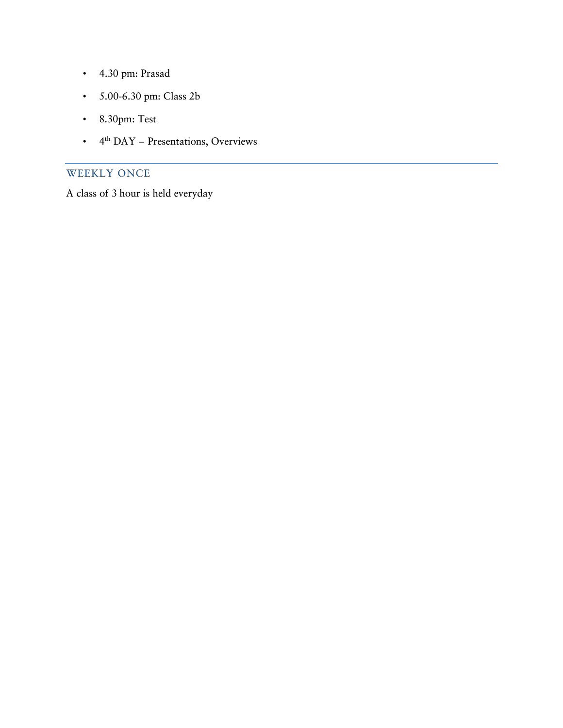- 4.30 pm: Prasad
- 5.00-6.30 pm: Class 2b
- 8.30pm: Test
- 4th DAY – Presentations, Overviews

## WEEKLY ONCE

A class of 3 hour is held everyday